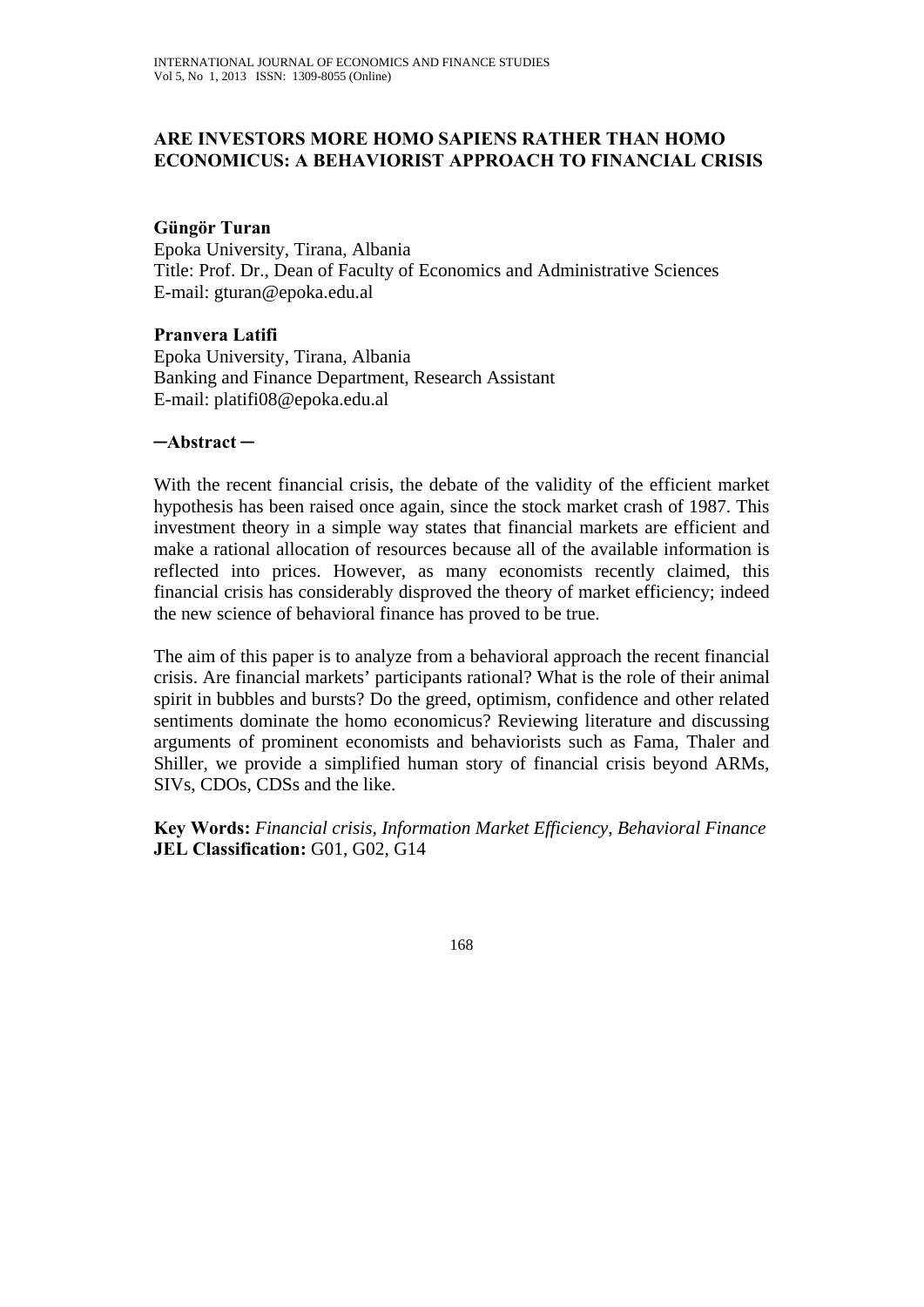# ARE INVESTORS MORE HOMO SAPIENS RATHER THAN HOMO ECONOMICUS: A BEHAVIORIST APPROACH TO FINANCIAL CRISIS

**Güngör Turan**
Epoka University, Tirana, Albania
Title: Prof. Dr., Dean of Faculty of Economics and Administrative Sciences
E-mail: gturan@epoka.edu.al

**Pranvera Latifi**
Epoka University, Tirana, Albania
Banking and Finance Department, Research Assistant
E-mail: platifi08@epoka.edu.al

## ─Abstract ─

With the recent financial crisis, the debate of the validity of the efficient market hypothesis has been raised once again, since the stock market crash of 1987. This investment theory in a simple way states that financial markets are efficient and make a rational allocation of resources because all of the available information is reflected into prices. However, as many economists recently claimed, this financial crisis has considerably disproved the theory of market efficiency; indeed the new science of behavioral finance has proved to be true.

The aim of this paper is to analyze from a behavioral approach the recent financial crisis. Are financial markets' participants rational? What is the role of their animal spirit in bubbles and bursts? Do the greed, optimism, confidence and other related sentiments dominate the homo economicus? Reviewing literature and discussing arguments of prominent economists and behaviorists such as Fama, Thaler and Shiller, we provide a simplified human story of financial crisis beyond ARMs, SIVs, CDOs, CDSs and the like.

**Key Words:** *Financial crisis, Information Market Efficiency, Behavioral Finance*
**JEL Classification:** G01, G02, G14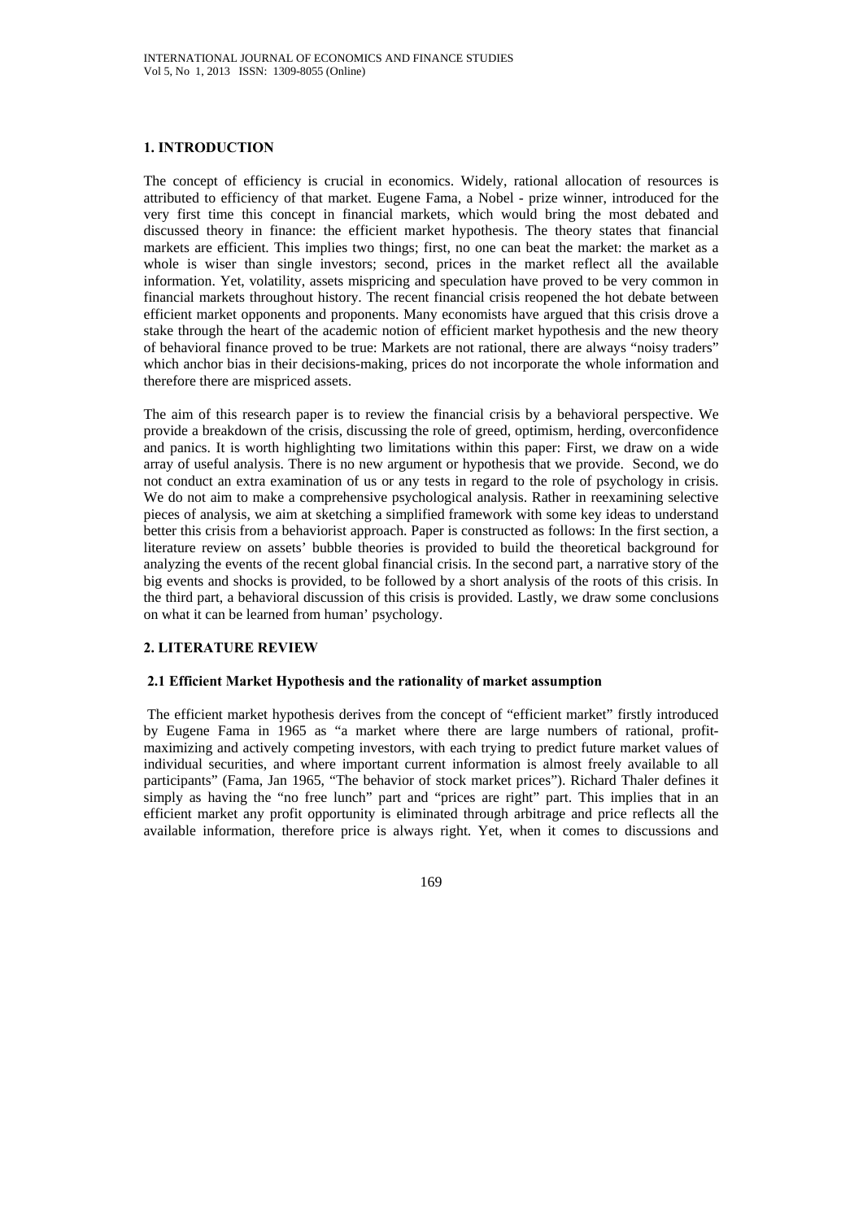## 1. INTRODUCTION

The concept of efficiency is crucial in economics. Widely, rational allocation of resources is attributed to efficiency of that market. Eugene Fama, a Nobel - prize winner, introduced for the very first time this concept in financial markets, which would bring the most debated and discussed theory in finance: the efficient market hypothesis. The theory states that financial markets are efficient. This implies two things; first, no one can beat the market: the market as a whole is wiser than single investors; second, prices in the market reflect all the available information. Yet, volatility, assets mispricing and speculation have proved to be very common in financial markets throughout history. The recent financial crisis reopened the hot debate between efficient market opponents and proponents. Many economists have argued that this crisis drove a stake through the heart of the academic notion of efficient market hypothesis and the new theory of behavioral finance proved to be true: Markets are not rational, there are always "noisy traders" which anchor bias in their decisions-making, prices do not incorporate the whole information and therefore there are mispriced assets.

The aim of this research paper is to review the financial crisis by a behavioral perspective. We provide a breakdown of the crisis, discussing the role of greed, optimism, herding, overconfidence and panics. It is worth highlighting two limitations within this paper: First, we draw on a wide array of useful analysis. There is no new argument or hypothesis that we provide. Second, we do not conduct an extra examination of us or any tests in regard to the role of psychology in crisis. We do not aim to make a comprehensive psychological analysis. Rather in reexamining selective pieces of analysis, we aim at sketching a simplified framework with some key ideas to understand better this crisis from a behaviorist approach. Paper is constructed as follows: In the first section, a literature review on assets' bubble theories is provided to build the theoretical background for analyzing the events of the recent global financial crisis. In the second part, a narrative story of the big events and shocks is provided, to be followed by a short analysis of the roots of this crisis. In the third part, a behavioral discussion of this crisis is provided. Lastly, we draw some conclusions on what it can be learned from human' psychology.

## 2. LITERATURE REVIEW

### 2.1 Efficient Market Hypothesis and the rationality of market assumption

The efficient market hypothesis derives from the concept of "efficient market" firstly introduced by Eugene Fama in 1965 as "a market where there are large numbers of rational, profit-maximizing and actively competing investors, with each trying to predict future market values of individual securities, and where important current information is almost freely available to all participants" (Fama, Jan 1965, "The behavior of stock market prices"). Richard Thaler defines it simply as having the "no free lunch" part and "prices are right" part. This implies that in an efficient market any profit opportunity is eliminated through arbitrage and price reflects all the available information, therefore price is always right. Yet, when it comes to discussions and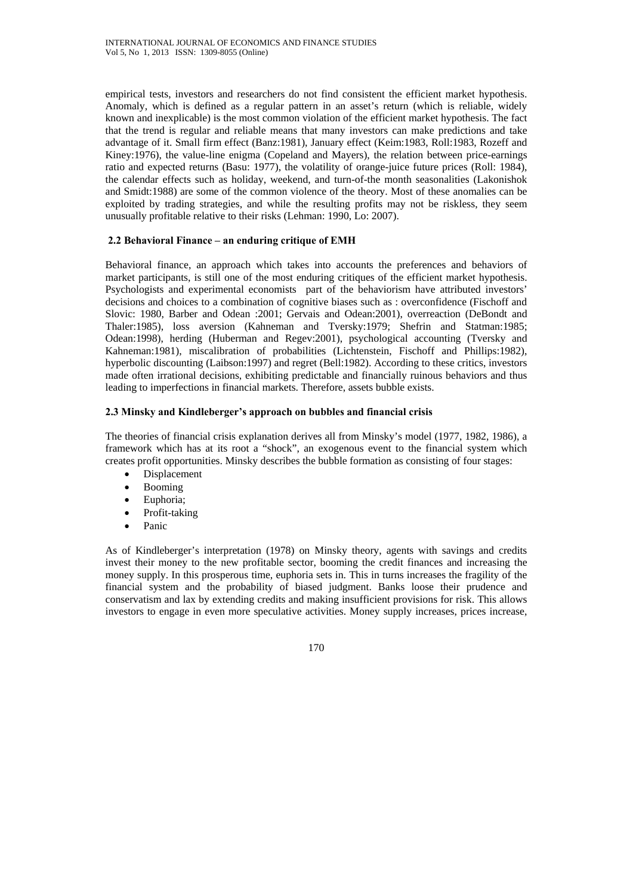empirical tests, investors and researchers do not find consistent the efficient market hypothesis. Anomaly, which is defined as a regular pattern in an asset's return (which is reliable, widely known and inexplicable) is the most common violation of the efficient market hypothesis. The fact that the trend is regular and reliable means that many investors can make predictions and take advantage of it. Small firm effect (Banz:1981), January effect (Keim:1983, Roll:1983, Rozeff and Kiney:1976), the value-line enigma (Copeland and Mayers), the relation between price-earnings ratio and expected returns (Basu: 1977), the volatility of orange-juice future prices (Roll: 1984), the calendar effects such as holiday, weekend, and turn-of-the month seasonalities (Lakonishok and Smidt:1988) are some of the common violence of the theory. Most of these anomalies can be exploited by trading strategies, and while the resulting profits may not be riskless, they seem unusually profitable relative to their risks (Lehman: 1990, Lo: 2007).

### 2.2 Behavioral Finance – an enduring critique of EMH

Behavioral finance, an approach which takes into accounts the preferences and behaviors of market participants, is still one of the most enduring critiques of the efficient market hypothesis. Psychologists and experimental economists part of the behaviorism have attributed investors' decisions and choices to a combination of cognitive biases such as : overconfidence (Fischoff and Slovic: 1980, Barber and Odean :2001; Gervais and Odean:2001), overreaction (DeBondt and Thaler:1985), loss aversion (Kahneman and Tversky:1979; Shefrin and Statman:1985; Odean:1998), herding (Huberman and Regev:2001), psychological accounting (Tversky and Kahneman:1981), miscalibration of probabilities (Lichtenstein, Fischoff and Phillips:1982), hyperbolic discounting (Laibson:1997) and regret (Bell:1982). According to these critics, investors made often irrational decisions, exhibiting predictable and financially ruinous behaviors and thus leading to imperfections in financial markets. Therefore, assets bubble exists.

### 2.3 Minsky and Kindleberger's approach on bubbles and financial crisis

The theories of financial crisis explanation derives all from Minsky's model (1977, 1982, 1986), a framework which has at its root a "shock", an exogenous event to the financial system which creates profit opportunities. Minsky describes the bubble formation as consisting of four stages:

- Displacement
- Booming
- Euphoria;
- Profit-taking
- Panic

As of Kindleberger's interpretation (1978) on Minsky theory, agents with savings and credits invest their money to the new profitable sector, booming the credit finances and increasing the money supply. In this prosperous time, euphoria sets in. This in turns increases the fragility of the financial system and the probability of biased judgment. Banks loose their prudence and conservatism and lax by extending credits and making insufficient provisions for risk. This allows investors to engage in even more speculative activities. Money supply increases, prices increase,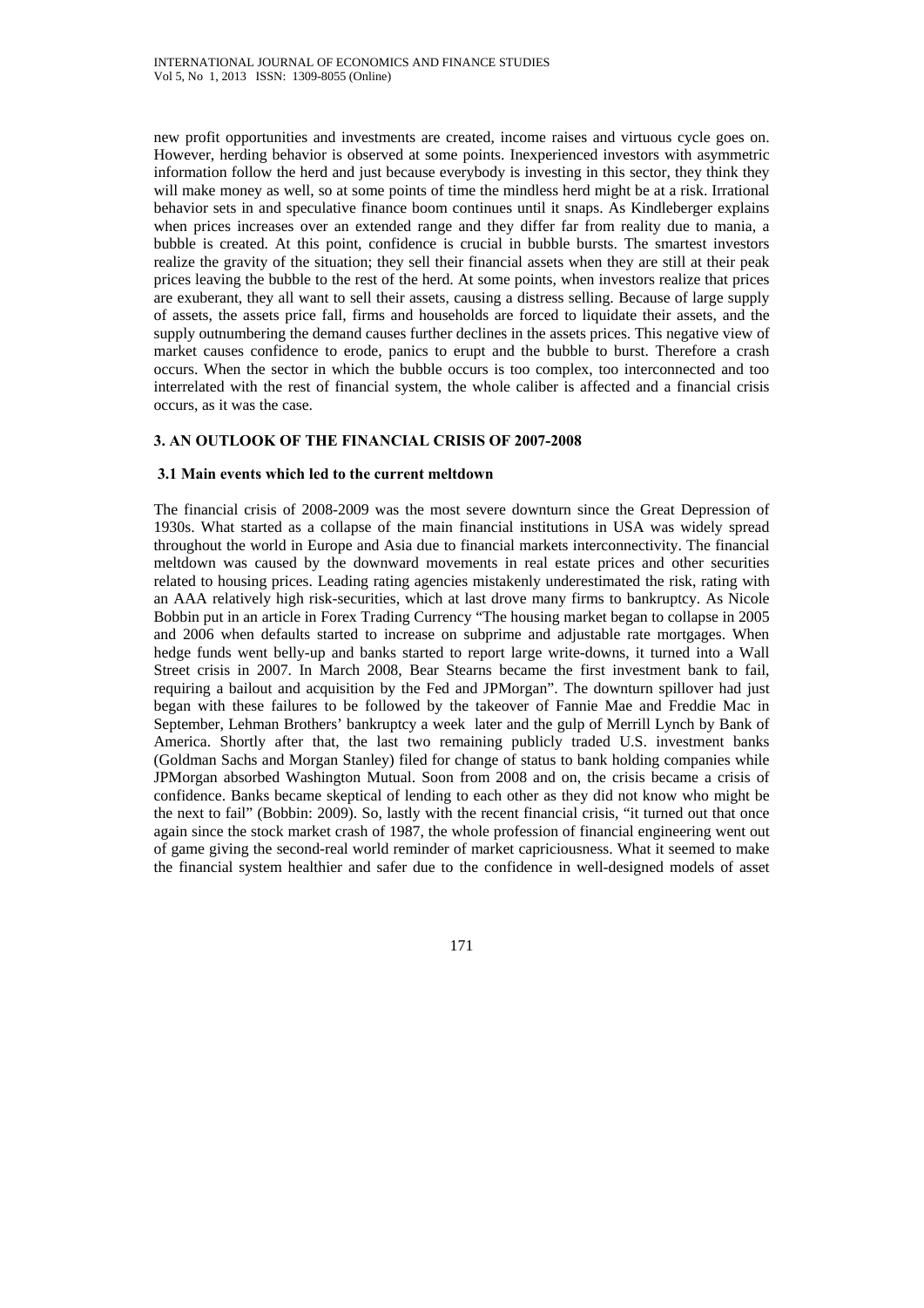new profit opportunities and investments are created, income raises and virtuous cycle goes on. However, herding behavior is observed at some points. Inexperienced investors with asymmetric information follow the herd and just because everybody is investing in this sector, they think they will make money as well, so at some points of time the mindless herd might be at a risk. Irrational behavior sets in and speculative finance boom continues until it snaps. As Kindleberger explains when prices increases over an extended range and they differ far from reality due to mania, a bubble is created. At this point, confidence is crucial in bubble bursts. The smartest investors realize the gravity of the situation; they sell their financial assets when they are still at their peak prices leaving the bubble to the rest of the herd. At some points, when investors realize that prices are exuberant, they all want to sell their assets, causing a distress selling. Because of large supply of assets, the assets price fall, firms and households are forced to liquidate their assets, and the supply outnumbering the demand causes further declines in the assets prices. This negative view of market causes confidence to erode, panics to erupt and the bubble to burst. Therefore a crash occurs. When the sector in which the bubble occurs is too complex, too interconnected and too interrelated with the rest of financial system, the whole caliber is affected and a financial crisis occurs, as it was the case.

## 3. AN OUTLOOK OF THE FINANCIAL CRISIS OF 2007-2008

### 3.1 Main events which led to the current meltdown

The financial crisis of 2008-2009 was the most severe downturn since the Great Depression of 1930s. What started as a collapse of the main financial institutions in USA was widely spread throughout the world in Europe and Asia due to financial markets interconnectivity. The financial meltdown was caused by the downward movements in real estate prices and other securities related to housing prices. Leading rating agencies mistakenly underestimated the risk, rating with an AAA relatively high risk-securities, which at last drove many firms to bankruptcy. As Nicole Bobbin put in an article in Forex Trading Currency "The housing market began to collapse in 2005 and 2006 when defaults started to increase on subprime and adjustable rate mortgages. When hedge funds went belly-up and banks started to report large write-downs, it turned into a Wall Street crisis in 2007. In March 2008, Bear Stearns became the first investment bank to fail, requiring a bailout and acquisition by the Fed and JPMorgan". The downturn spillover had just began with these failures to be followed by the takeover of Fannie Mae and Freddie Mac in September, Lehman Brothers' bankruptcy a week later and the gulp of Merrill Lynch by Bank of America. Shortly after that, the last two remaining publicly traded U.S. investment banks (Goldman Sachs and Morgan Stanley) filed for change of status to bank holding companies while JPMorgan absorbed Washington Mutual. Soon from 2008 and on, the crisis became a crisis of confidence. Banks became skeptical of lending to each other as they did not know who might be the next to fail" (Bobbin: 2009). So, lastly with the recent financial crisis, "it turned out that once again since the stock market crash of 1987, the whole profession of financial engineering went out of game giving the second-real world reminder of market capriciousness. What it seemed to make the financial system healthier and safer due to the confidence in well-designed models of asset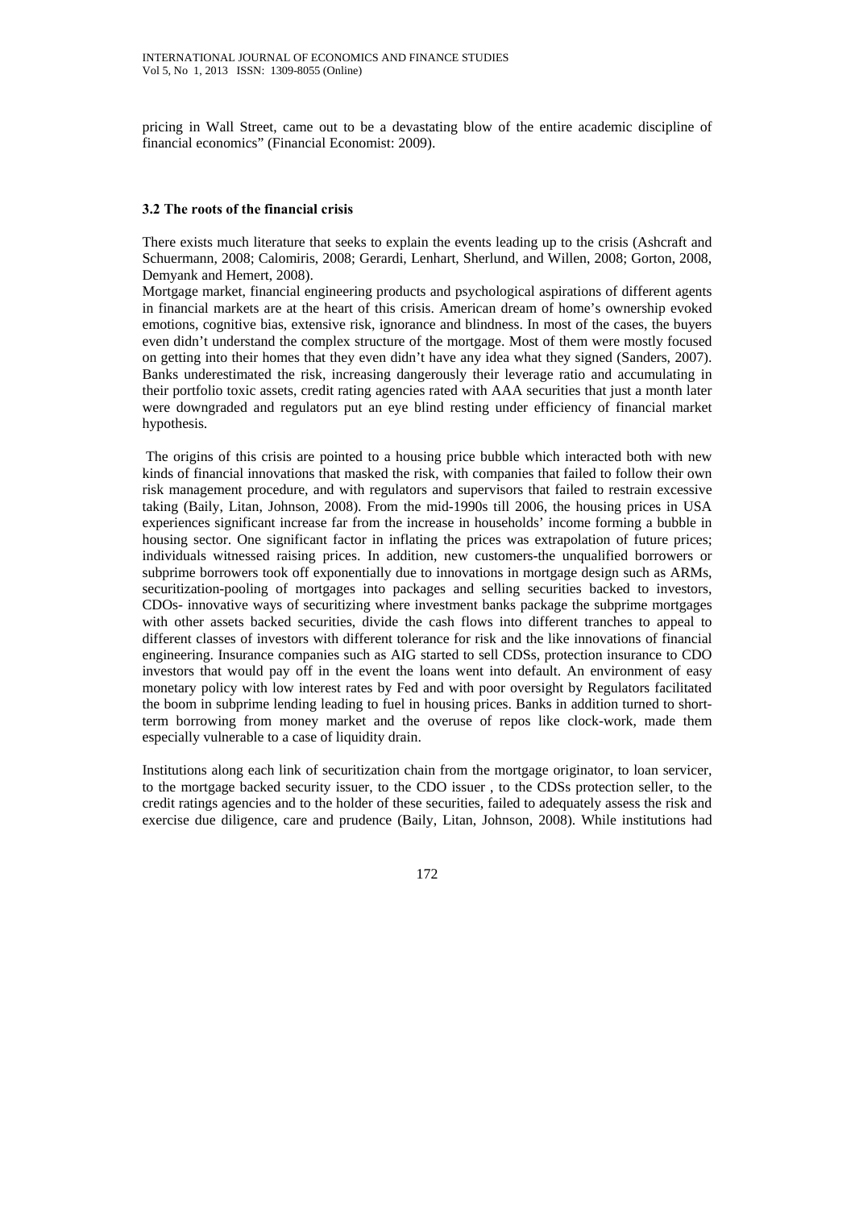pricing in Wall Street, came out to be a devastating blow of the entire academic discipline of financial economics" (Financial Economist: 2009).

### 3.2 The roots of the financial crisis

There exists much literature that seeks to explain the events leading up to the crisis (Ashcraft and Schuermann, 2008; Calomiris, 2008; Gerardi, Lenhart, Sherlund, and Willen, 2008; Gorton, 2008, Demyank and Hemert, 2008).

Mortgage market, financial engineering products and psychological aspirations of different agents in financial markets are at the heart of this crisis. American dream of home's ownership evoked emotions, cognitive bias, extensive risk, ignorance and blindness. In most of the cases, the buyers even didn't understand the complex structure of the mortgage. Most of them were mostly focused on getting into their homes that they even didn't have any idea what they signed (Sanders, 2007). Banks underestimated the risk, increasing dangerously their leverage ratio and accumulating in their portfolio toxic assets, credit rating agencies rated with AAA securities that just a month later were downgraded and regulators put an eye blind resting under efficiency of financial market hypothesis.

The origins of this crisis are pointed to a housing price bubble which interacted both with new kinds of financial innovations that masked the risk, with companies that failed to follow their own risk management procedure, and with regulators and supervisors that failed to restrain excessive taking (Baily, Litan, Johnson, 2008). From the mid-1990s till 2006, the housing prices in USA experiences significant increase far from the increase in households' income forming a bubble in housing sector. One significant factor in inflating the prices was extrapolation of future prices; individuals witnessed raising prices. In addition, new customers-the unqualified borrowers or subprime borrowers took off exponentially due to innovations in mortgage design such as ARMs, securitization-pooling of mortgages into packages and selling securities backed to investors, CDOs- innovative ways of securitizing where investment banks package the subprime mortgages with other assets backed securities, divide the cash flows into different tranches to appeal to different classes of investors with different tolerance for risk and the like innovations of financial engineering. Insurance companies such as AIG started to sell CDSs, protection insurance to CDO investors that would pay off in the event the loans went into default. An environment of easy monetary policy with low interest rates by Fed and with poor oversight by Regulators facilitated the boom in subprime lending leading to fuel in housing prices. Banks in addition turned to short-term borrowing from money market and the overuse of repos like clock-work, made them especially vulnerable to a case of liquidity drain.

Institutions along each link of securitization chain from the mortgage originator, to loan servicer, to the mortgage backed security issuer, to the CDO issuer , to the CDSs protection seller, to the credit ratings agencies and to the holder of these securities, failed to adequately assess the risk and exercise due diligence, care and prudence (Baily, Litan, Johnson, 2008). While institutions had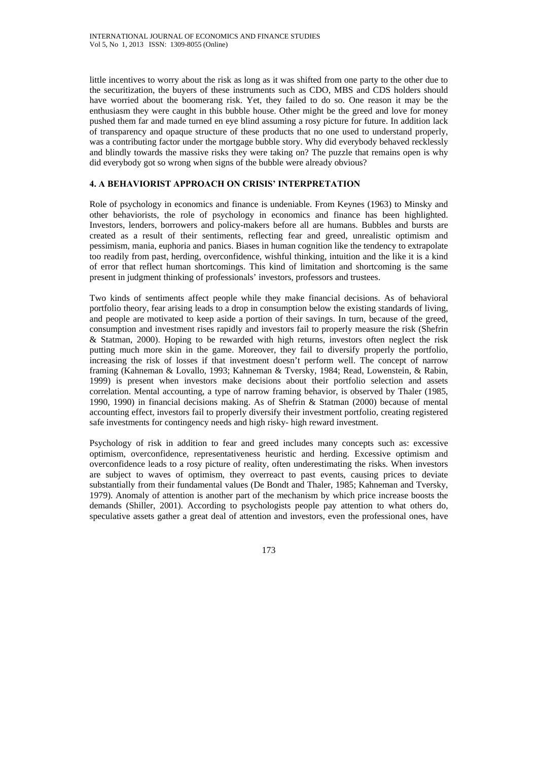little incentives to worry about the risk as long as it was shifted from one party to the other due to the securitization, the buyers of these instruments such as CDO, MBS and CDS holders should have worried about the boomerang risk. Yet, they failed to do so. One reason it may be the enthusiasm they were caught in this bubble house. Other might be the greed and love for money pushed them far and made turned en eye blind assuming a rosy picture for future. In addition lack of transparency and opaque structure of these products that no one used to understand properly, was a contributing factor under the mortgage bubble story. Why did everybody behaved recklessly and blindly towards the massive risks they were taking on? The puzzle that remains open is why did everybody got so wrong when signs of the bubble were already obvious?

## 4. A BEHAVIORIST APPROACH ON CRISIS' INTERPRETATION

Role of psychology in economics and finance is undeniable. From Keynes (1963) to Minsky and other behaviorists, the role of psychology in economics and finance has been highlighted. Investors, lenders, borrowers and policy-makers before all are humans. Bubbles and bursts are created as a result of their sentiments, reflecting fear and greed, unrealistic optimism and pessimism, mania, euphoria and panics. Biases in human cognition like the tendency to extrapolate too readily from past, herding, overconfidence, wishful thinking, intuition and the like it is a kind of error that reflect human shortcomings. This kind of limitation and shortcoming is the same present in judgment thinking of professionals' investors, professors and trustees.

Two kinds of sentiments affect people while they make financial decisions. As of behavioral portfolio theory, fear arising leads to a drop in consumption below the existing standards of living, and people are motivated to keep aside a portion of their savings. In turn, because of the greed, consumption and investment rises rapidly and investors fail to properly measure the risk (Shefrin & Statman, 2000). Hoping to be rewarded with high returns, investors often neglect the risk putting much more skin in the game. Moreover, they fail to diversify properly the portfolio, increasing the risk of losses if that investment doesn't perform well. The concept of narrow framing (Kahneman & Lovallo, 1993; Kahneman & Tversky, 1984; Read, Lowenstein, & Rabin, 1999) is present when investors make decisions about their portfolio selection and assets correlation. Mental accounting, a type of narrow framing behavior, is observed by Thaler (1985, 1990, 1990) in financial decisions making. As of Shefrin & Statman (2000) because of mental accounting effect, investors fail to properly diversify their investment portfolio, creating registered safe investments for contingency needs and high risky- high reward investment.

Psychology of risk in addition to fear and greed includes many concepts such as: excessive optimism, overconfidence, representativeness heuristic and herding. Excessive optimism and overconfidence leads to a rosy picture of reality, often underestimating the risks. When investors are subject to waves of optimism, they overreact to past events, causing prices to deviate substantially from their fundamental values (De Bondt and Thaler, 1985; Kahneman and Tversky, 1979). Anomaly of attention is another part of the mechanism by which price increase boosts the demands (Shiller, 2001). According to psychologists people pay attention to what others do, speculative assets gather a great deal of attention and investors, even the professional ones, have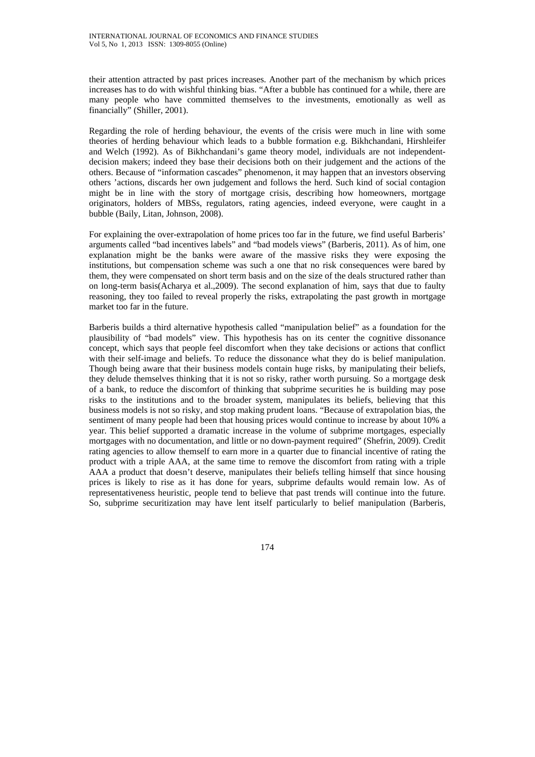their attention attracted by past prices increases. Another part of the mechanism by which prices increases has to do with wishful thinking bias. "After a bubble has continued for a while, there are many people who have committed themselves to the investments, emotionally as well as financially" (Shiller, 2001).

Regarding the role of herding behaviour, the events of the crisis were much in line with some theories of herding behaviour which leads to a bubble formation e.g. Bikhchandani, Hirshleifer and Welch (1992). As of Bikhchandani's game theory model, individuals are not independent-decision makers; indeed they base their decisions both on their judgement and the actions of the others. Because of "information cascades" phenomenon, it may happen that an investors observing others 'actions, discards her own judgement and follows the herd. Such kind of social contagion might be in line with the story of mortgage crisis, describing how homeowners, mortgage originators, holders of MBSs, regulators, rating agencies, indeed everyone, were caught in a bubble (Baily, Litan, Johnson, 2008).

For explaining the over-extrapolation of home prices too far in the future, we find useful Barberis' arguments called "bad incentives labels" and "bad models views" (Barberis, 2011). As of him, one explanation might be the banks were aware of the massive risks they were exposing the institutions, but compensation scheme was such a one that no risk consequences were bared by them, they were compensated on short term basis and on the size of the deals structured rather than on long-term basis(Acharya et al.,2009). The second explanation of him, says that due to faulty reasoning, they too failed to reveal properly the risks, extrapolating the past growth in mortgage market too far in the future.

Barberis builds a third alternative hypothesis called "manipulation belief" as a foundation for the plausibility of "bad models" view. This hypothesis has on its center the cognitive dissonance concept, which says that people feel discomfort when they take decisions or actions that conflict with their self-image and beliefs. To reduce the dissonance what they do is belief manipulation. Though being aware that their business models contain huge risks, by manipulating their beliefs, they delude themselves thinking that it is not so risky, rather worth pursuing. So a mortgage desk of a bank, to reduce the discomfort of thinking that subprime securities he is building may pose risks to the institutions and to the broader system, manipulates its beliefs, believing that this business models is not so risky, and stop making prudent loans. "Because of extrapolation bias, the sentiment of many people had been that housing prices would continue to increase by about 10% a year. This belief supported a dramatic increase in the volume of subprime mortgages, especially mortgages with no documentation, and little or no down-payment required" (Shefrin, 2009). Credit rating agencies to allow themself to earn more in a quarter due to financial incentive of rating the product with a triple AAA, at the same time to remove the discomfort from rating with a triple AAA a product that doesn't deserve, manipulates their beliefs telling himself that since housing prices is likely to rise as it has done for years, subprime defaults would remain low. As of representativeness heuristic, people tend to believe that past trends will continue into the future. So, subprime securitization may have lent itself particularly to belief manipulation (Barberis,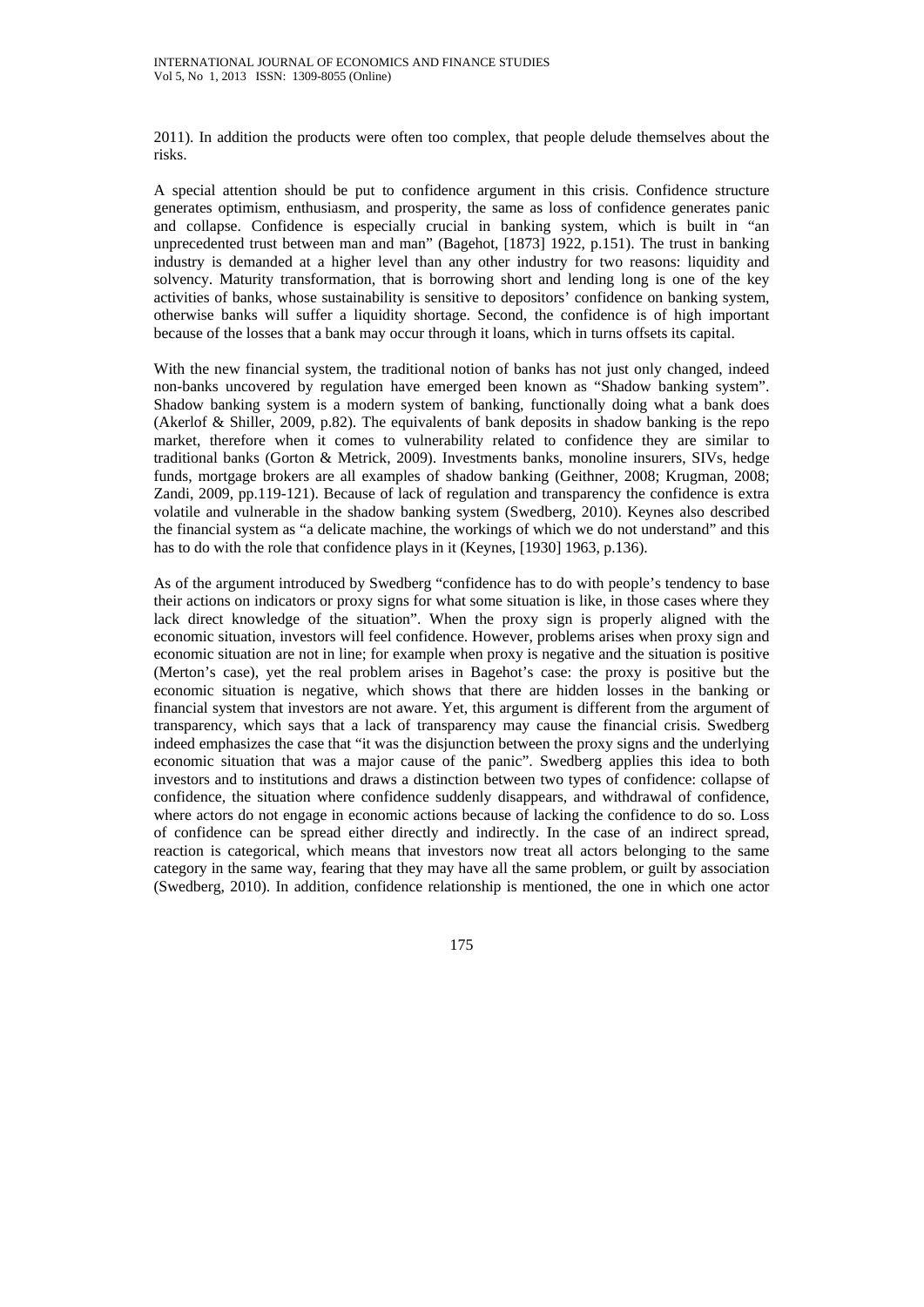2011). In addition the products were often too complex, that people delude themselves about the risks.

A special attention should be put to confidence argument in this crisis. Confidence structure generates optimism, enthusiasm, and prosperity, the same as loss of confidence generates panic and collapse. Confidence is especially crucial in banking system, which is built in "an unprecedented trust between man and man" (Bagehot, [1873] 1922, p.151). The trust in banking industry is demanded at a higher level than any other industry for two reasons: liquidity and solvency. Maturity transformation, that is borrowing short and lending long is one of the key activities of banks, whose sustainability is sensitive to depositors' confidence on banking system, otherwise banks will suffer a liquidity shortage. Second, the confidence is of high important because of the losses that a bank may occur through it loans, which in turns offsets its capital.

With the new financial system, the traditional notion of banks has not just only changed, indeed non-banks uncovered by regulation have emerged been known as "Shadow banking system". Shadow banking system is a modern system of banking, functionally doing what a bank does (Akerlof & Shiller, 2009, p.82). The equivalents of bank deposits in shadow banking is the repo market, therefore when it comes to vulnerability related to confidence they are similar to traditional banks (Gorton & Metrick, 2009). Investments banks, monoline insurers, SIVs, hedge funds, mortgage brokers are all examples of shadow banking (Geithner, 2008; Krugman, 2008; Zandi, 2009, pp.119-121). Because of lack of regulation and transparency the confidence is extra volatile and vulnerable in the shadow banking system (Swedberg, 2010). Keynes also described the financial system as "a delicate machine, the workings of which we do not understand" and this has to do with the role that confidence plays in it (Keynes, [1930] 1963, p.136).

As of the argument introduced by Swedberg "confidence has to do with people's tendency to base their actions on indicators or proxy signs for what some situation is like, in those cases where they lack direct knowledge of the situation". When the proxy sign is properly aligned with the economic situation, investors will feel confidence. However, problems arises when proxy sign and economic situation are not in line; for example when proxy is negative and the situation is positive (Merton's case), yet the real problem arises in Bagehot's case: the proxy is positive but the economic situation is negative, which shows that there are hidden losses in the banking or financial system that investors are not aware. Yet, this argument is different from the argument of transparency, which says that a lack of transparency may cause the financial crisis. Swedberg indeed emphasizes the case that "it was the disjunction between the proxy signs and the underlying economic situation that was a major cause of the panic". Swedberg applies this idea to both investors and to institutions and draws a distinction between two types of confidence: collapse of confidence, the situation where confidence suddenly disappears, and withdrawal of confidence, where actors do not engage in economic actions because of lacking the confidence to do so. Loss of confidence can be spread either directly and indirectly. In the case of an indirect spread, reaction is categorical, which means that investors now treat all actors belonging to the same category in the same way, fearing that they may have all the same problem, or guilt by association (Swedberg, 2010). In addition, confidence relationship is mentioned, the one in which one actor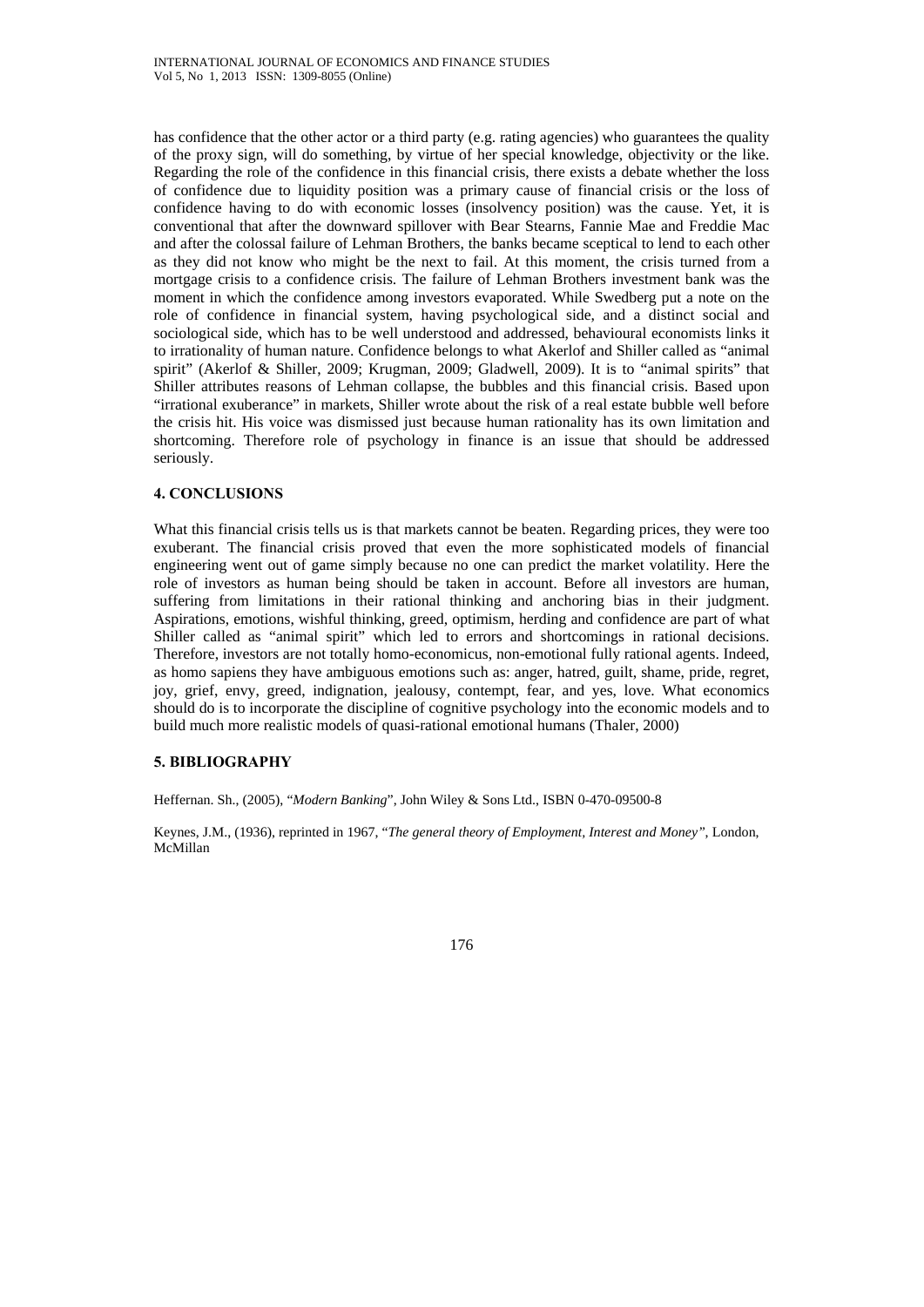has confidence that the other actor or a third party (e.g. rating agencies) who guarantees the quality of the proxy sign, will do something, by virtue of her special knowledge, objectivity or the like. Regarding the role of the confidence in this financial crisis, there exists a debate whether the loss of confidence due to liquidity position was a primary cause of financial crisis or the loss of confidence having to do with economic losses (insolvency position) was the cause. Yet, it is conventional that after the downward spillover with Bear Stearns, Fannie Mae and Freddie Mac and after the colossal failure of Lehman Brothers, the banks became sceptical to lend to each other as they did not know who might be the next to fail. At this moment, the crisis turned from a mortgage crisis to a confidence crisis. The failure of Lehman Brothers investment bank was the moment in which the confidence among investors evaporated. While Swedberg put a note on the role of confidence in financial system, having psychological side, and a distinct social and sociological side, which has to be well understood and addressed, behavioural economists links it to irrationality of human nature. Confidence belongs to what Akerlof and Shiller called as "animal spirit" (Akerlof & Shiller, 2009; Krugman, 2009; Gladwell, 2009). It is to "animal spirits" that Shiller attributes reasons of Lehman collapse, the bubbles and this financial crisis. Based upon "irrational exuberance" in markets, Shiller wrote about the risk of a real estate bubble well before the crisis hit. His voice was dismissed just because human rationality has its own limitation and shortcoming. Therefore role of psychology in finance is an issue that should be addressed seriously.

## 4. CONCLUSIONS

What this financial crisis tells us is that markets cannot be beaten. Regarding prices, they were too exuberant. The financial crisis proved that even the more sophisticated models of financial engineering went out of game simply because no one can predict the market volatility. Here the role of investors as human being should be taken in account. Before all investors are human, suffering from limitations in their rational thinking and anchoring bias in their judgment. Aspirations, emotions, wishful thinking, greed, optimism, herding and confidence are part of what Shiller called as "animal spirit" which led to errors and shortcomings in rational decisions. Therefore, investors are not totally homo-economicus, non-emotional fully rational agents. Indeed, as homo sapiens they have ambiguous emotions such as: anger, hatred, guilt, shame, pride, regret, joy, grief, envy, greed, indignation, jealousy, contempt, fear, and yes, love. What economics should do is to incorporate the discipline of cognitive psychology into the economic models and to build much more realistic models of quasi-rational emotional humans (Thaler, 2000)

## 5. BIBLIOGRAPHY

Heffernan. Sh., (2005), "*Modern Banking*", John Wiley & Sons Ltd., ISBN 0-470-09500-8

Keynes, J.M., (1936), reprinted in 1967, "*The general theory of Employment, Interest and Money"*, London, McMillan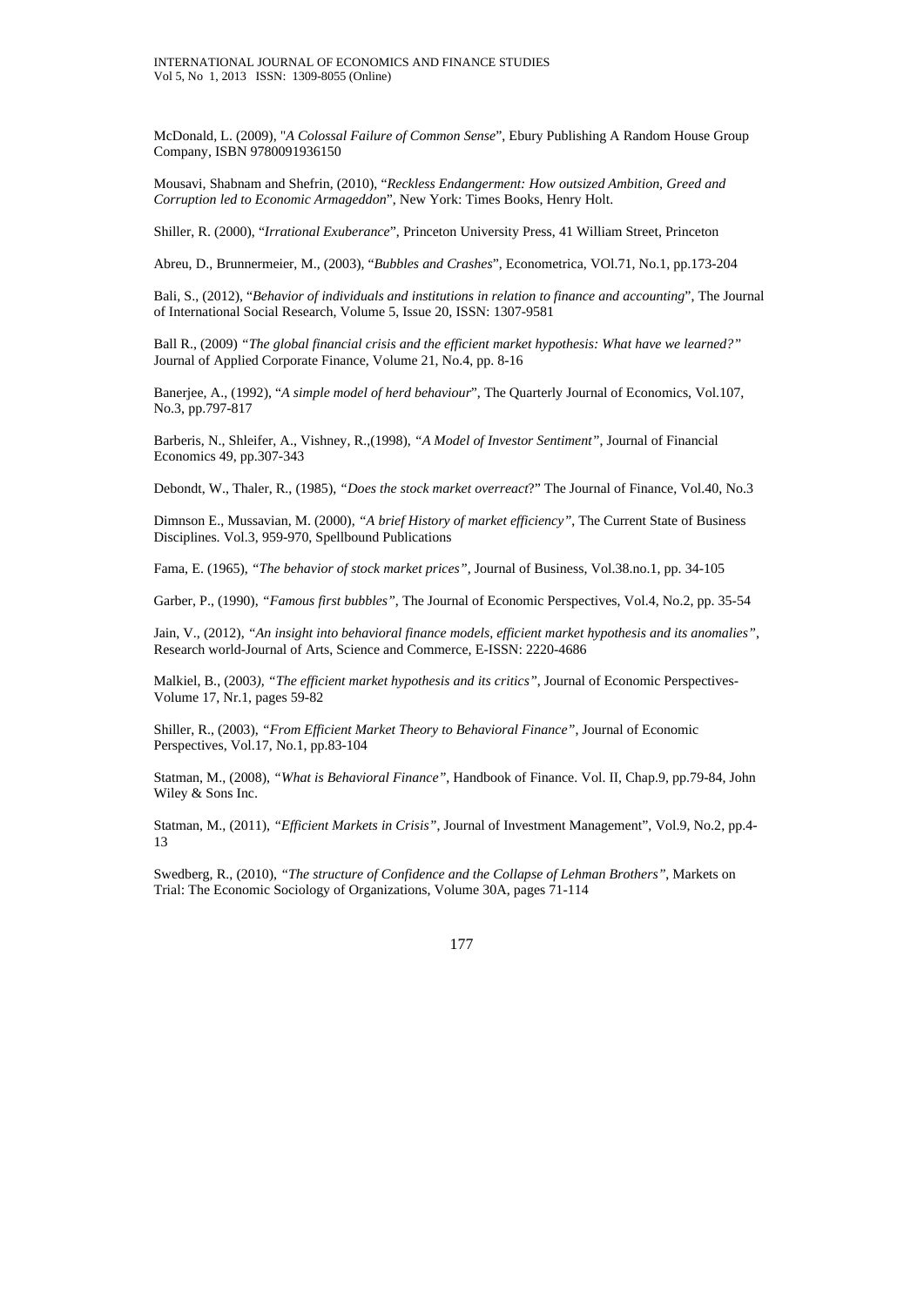McDonald, L. (2009), "*A Colossal Failure of Common Sense*", Ebury Publishing A Random House Group Company, ISBN 9780091936150

Mousavi, Shabnam and Shefrin, (2010), "*Reckless Endangerment: How outsized Ambition, Greed and Corruption led to Economic Armageddon*", New York: Times Books, Henry Holt.

Shiller, R. (2000), "*Irrational Exuberance*", Princeton University Press, 41 William Street, Princeton

Abreu, D., Brunnermeier, M., (2003), "*Bubbles and Crashes*", Econometrica, VOl.71, No.1, pp.173-204

Bali, S., (2012), "*Behavior of individuals and institutions in relation to finance and accounting*", The Journal of International Social Research, Volume 5, Issue 20, ISSN: 1307-9581

Ball R., (2009) *"The global financial crisis and the efficient market hypothesis: What have we learned?"* Journal of Applied Corporate Finance, Volume 21, No.4, pp. 8-16

Banerjee, A., (1992), "*A simple model of herd behaviour*", The Quarterly Journal of Economics, Vol.107, No.3, pp.797-817

Barberis, N., Shleifer, A., Vishney, R.,(1998), *"A Model of Investor Sentiment"*, Journal of Financial Economics 49, pp.307-343

Debondt, W., Thaler, R., (1985), *"Does the stock market overreact*?" The Journal of Finance, Vol.40, No.3

Dimnson E., Mussavian, M. (2000), *"A brief History of market efficiency"*, The Current State of Business Disciplines. Vol.3, 959-970, Spellbound Publications

Fama, E. (1965), *"The behavior of stock market prices"*, Journal of Business, Vol.38.no.1, pp. 34-105

Garber, P., (1990), *"Famous first bubbles"*, The Journal of Economic Perspectives, Vol.4, No.2, pp. 35-54

Jain, V., (2012), *"An insight into behavioral finance models, efficient market hypothesis and its anomalies"*, Research world-Journal of Arts, Science and Commerce, E-ISSN: 2220-4686

Malkiel, B., (2003*), "The efficient market hypothesis and its critics"*, Journal of Economic Perspectives-Volume 17, Nr.1, pages 59-82

Shiller, R., (2003), *"From Efficient Market Theory to Behavioral Finance"*, Journal of Economic Perspectives, Vol.17, No.1, pp.83-104

Statman, M., (2008), *"What is Behavioral Finance"*, Handbook of Finance. Vol. II, Chap.9, pp.79-84, John Wiley & Sons Inc.

Statman, M., (2011), *"Efficient Markets in Crisis"*, Journal of Investment Management", Vol.9, No.2, pp.4-13

Swedberg, R., (2010), *"The structure of Confidence and the Collapse of Lehman Brothers"*, Markets on Trial: The Economic Sociology of Organizations, Volume 30A, pages 71-114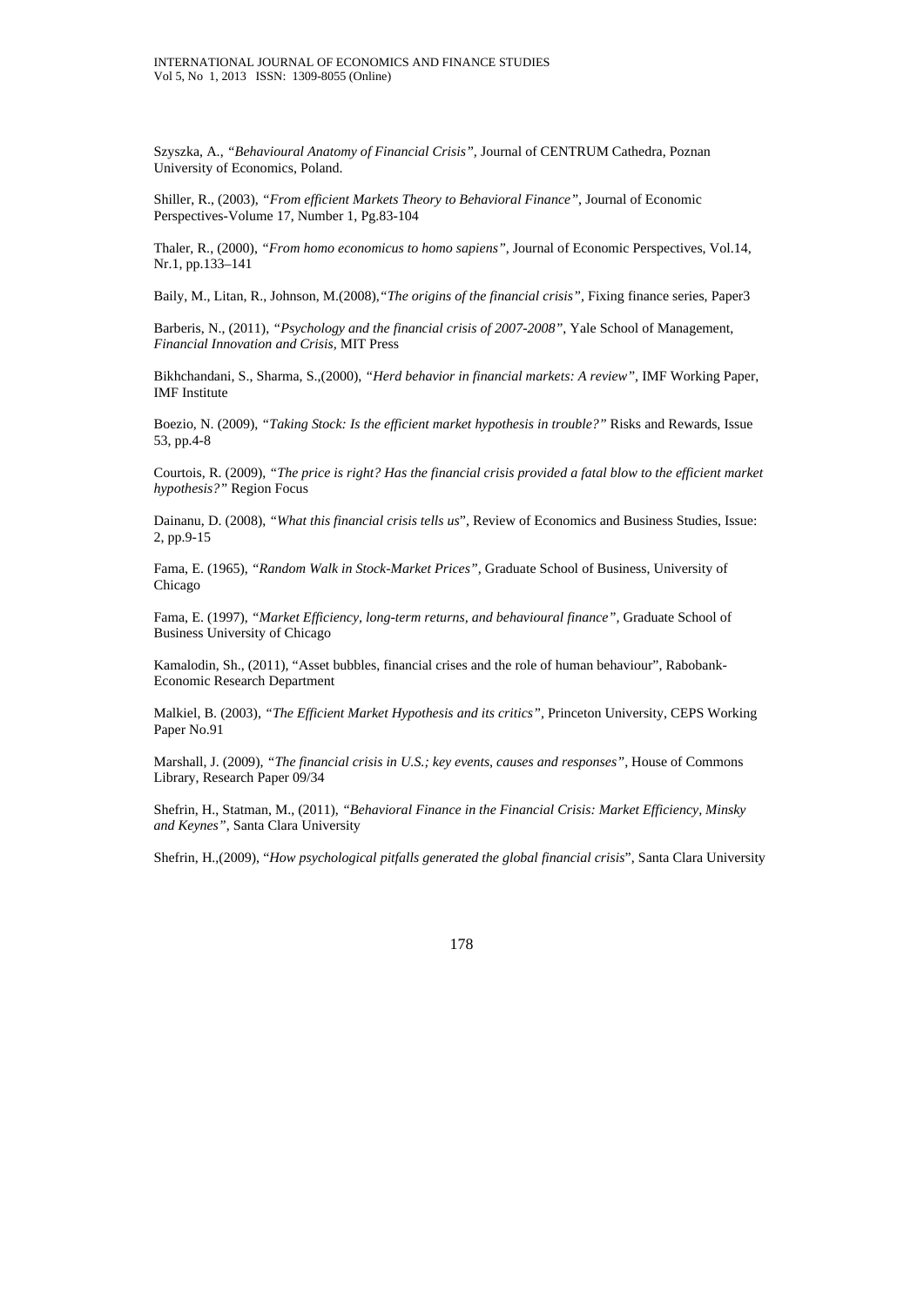Szyszka, A., *"Behavioural Anatomy of Financial Crisis"*, Journal of CENTRUM Cathedra, Poznan University of Economics, Poland.

Shiller, R., (2003), *"From efficient Markets Theory to Behavioral Finance"*, Journal of Economic Perspectives-Volume 17, Number 1, Pg.83-104

Thaler, R., (2000), *"From homo economicus to homo sapiens"*, Journal of Economic Perspectives, Vol.14, Nr.1, pp.133–141

Baily, M., Litan, R., Johnson, M.(2008),*"The origins of the financial crisis"*, Fixing finance series, Paper3

Barberis, N., (2011), *"Psychology and the financial crisis of 2007-2008"*, Yale School of Management, *Financial Innovation and Crisis*, MIT Press

Bikhchandani, S., Sharma, S.,(2000), *"Herd behavior in financial markets: A review"*, IMF Working Paper, IMF Institute

Boezio, N. (2009), *"Taking Stock: Is the efficient market hypothesis in trouble?"* Risks and Rewards, Issue 53, pp.4-8

Courtois, R. (2009), *"The price is right? Has the financial crisis provided a fatal blow to the efficient market hypothesis?"* Region Focus

Dainanu, D. (2008), *"What this financial crisis tells us"*, Review of Economics and Business Studies, Issue: 2, pp.9-15

Fama, E. (1965), *"Random Walk in Stock-Market Prices"*, Graduate School of Business, University of Chicago

Fama, E. (1997), *"Market Efficiency, long-term returns, and behavioural finance"*, Graduate School of Business University of Chicago

Kamalodin, Sh., (2011), "Asset bubbles, financial crises and the role of human behaviour", Rabobank-Economic Research Department

Malkiel, B. (2003), *"The Efficient Market Hypothesis and its critics"*, Princeton University, CEPS Working Paper No.91

Marshall, J. (2009), *"The financial crisis in U.S.; key events, causes and responses"*, House of Commons Library, Research Paper 09/34

Shefrin, H., Statman, M., (2011), *"Behavioral Finance in the Financial Crisis: Market Efficiency, Minsky and Keynes"*, Santa Clara University

Shefrin, H.,(2009), "*How psychological pitfalls generated the global financial crisis*", Santa Clara University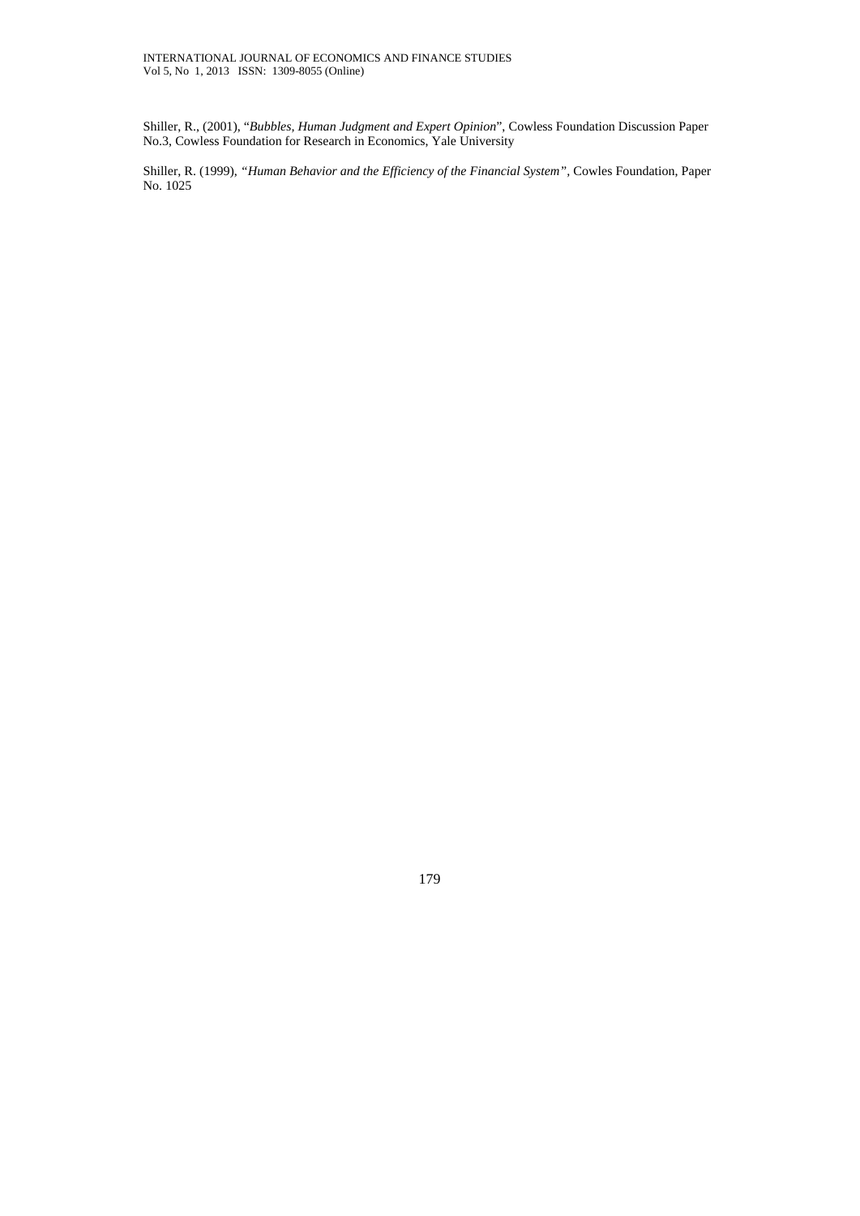Shiller, R., (2001), "*Bubbles, Human Judgment and Expert Opinion*", Cowless Foundation Discussion Paper No.3, Cowless Foundation for Research in Economics, Yale University

Shiller, R. (1999), *"Human Behavior and the Efficiency of the Financial System"*, Cowles Foundation, Paper No. 1025